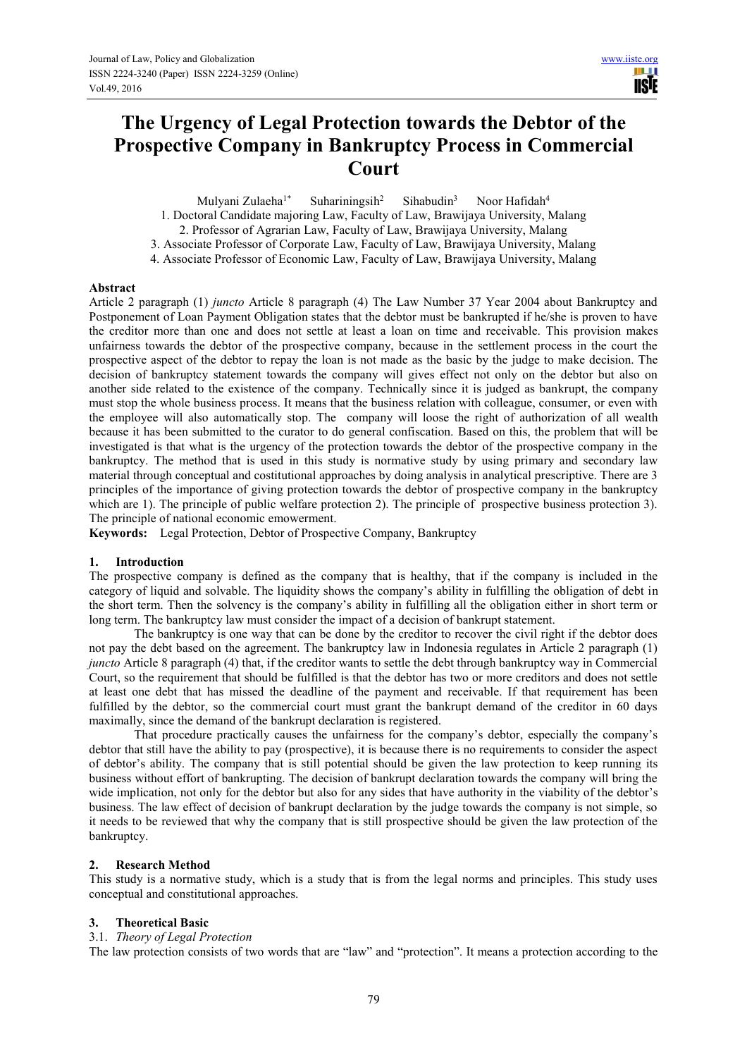# The Urgency of Legal Protection towards the Debtor of the Prospective Company in Bankruptcy Process in Commercial Court

Mulyani Zulaeha[1*] Suhariningsih[2] Sihabudin[3] Noor Hafidah[4]

1. Doctoral Candidate majoring Law, Faculty of Law, Brawijaya University, Malang
2. Professor of Agrarian Law, Faculty of Law, Brawijaya University, Malang
3. Associate Professor of Corporate Law, Faculty of Law, Brawijaya University, Malang
4. Associate Professor of Economic Law, Faculty of Law, Brawijaya University, Malang

**Abstract**

Article 2 paragraph (1) *juncto* Article 8 paragraph (4) The Law Number 37 Year 2004 about Bankruptcy and Postponement of Loan Payment Obligation states that the debtor must be bankrupted if he/she is proven to have the creditor more than one and does not settle at least a loan on time and receivable. This provision makes unfairness towards the debtor of the prospective company, because in the settlement process in the court the prospective aspect of the debtor to repay the loan is not made as the basic by the judge to make decision. The decision of bankruptcy statement towards the company will gives effect not only on the debtor but also on another side related to the existence of the company. Technically since it is judged as bankrupt, the company must stop the whole business process. It means that the business relation with colleague, consumer, or even with the employee will also automatically stop. The company will loose the right of authorization of all wealth because it has been submitted to the curator to do general confiscation. Based on this, the problem that will be investigated is that what is the urgency of the protection towards the debtor of the prospective company in the bankruptcy. The method that is used in this study is normative study by using primary and secondary law material through conceptual and costitutional approaches by doing analysis in analytical prescriptive. There are 3 principles of the importance of giving protection towards the debtor of prospective company in the bankruptcy which are 1). The principle of public welfare protection 2). The principle of prospective business protection 3). The principle of national economic emowerment.

**Keywords:** Legal Protection, Debtor of Prospective Company, Bankruptcy

## 1. Introduction

The prospective company is defined as the company that is healthy, that if the company is included in the category of liquid and solvable. The liquidity shows the company's ability in fulfilling the obligation of debt in the short term. Then the solvency is the company's ability in fulfilling all the obligation either in short term or long term. The bankruptcy law must consider the impact of a decision of bankrupt statement.

The bankruptcy is one way that can be done by the creditor to recover the civil right if the debtor does not pay the debt based on the agreement. The bankruptcy law in Indonesia regulates in Article 2 paragraph (1) *juncto* Article 8 paragraph (4) that, if the creditor wants to settle the debt through bankruptcy way in Commercial Court, so the requirement that should be fulfilled is that the debtor has two or more creditors and does not settle at least one debt that has missed the deadline of the payment and receivable. If that requirement has been fulfilled by the debtor, so the commercial court must grant the bankrupt demand of the creditor in 60 days maximally, since the demand of the bankrupt declaration is registered.

That procedure practically causes the unfairness for the company's debtor, especially the company's debtor that still have the ability to pay (prospective), it is because there is no requirements to consider the aspect of debtor's ability. The company that is still potential should be given the law protection to keep running its business without effort of bankrupting. The decision of bankrupt declaration towards the company will bring the wide implication, not only for the debtor but also for any sides that have authority in the viability of the debtor's business. The law effect of decision of bankrupt declaration by the judge towards the company is not simple, so it needs to be reviewed that why the company that is still prospective should be given the law protection of the bankruptcy.

## 2. Research Method

This study is a normative study, which is a study that is from the legal norms and principles. This study uses conceptual and constitutional approaches.

## 3. Theoretical Basic

### 3.1. *Theory of Legal Protection*

The law protection consists of two words that are "law" and "protection". It means a protection according to the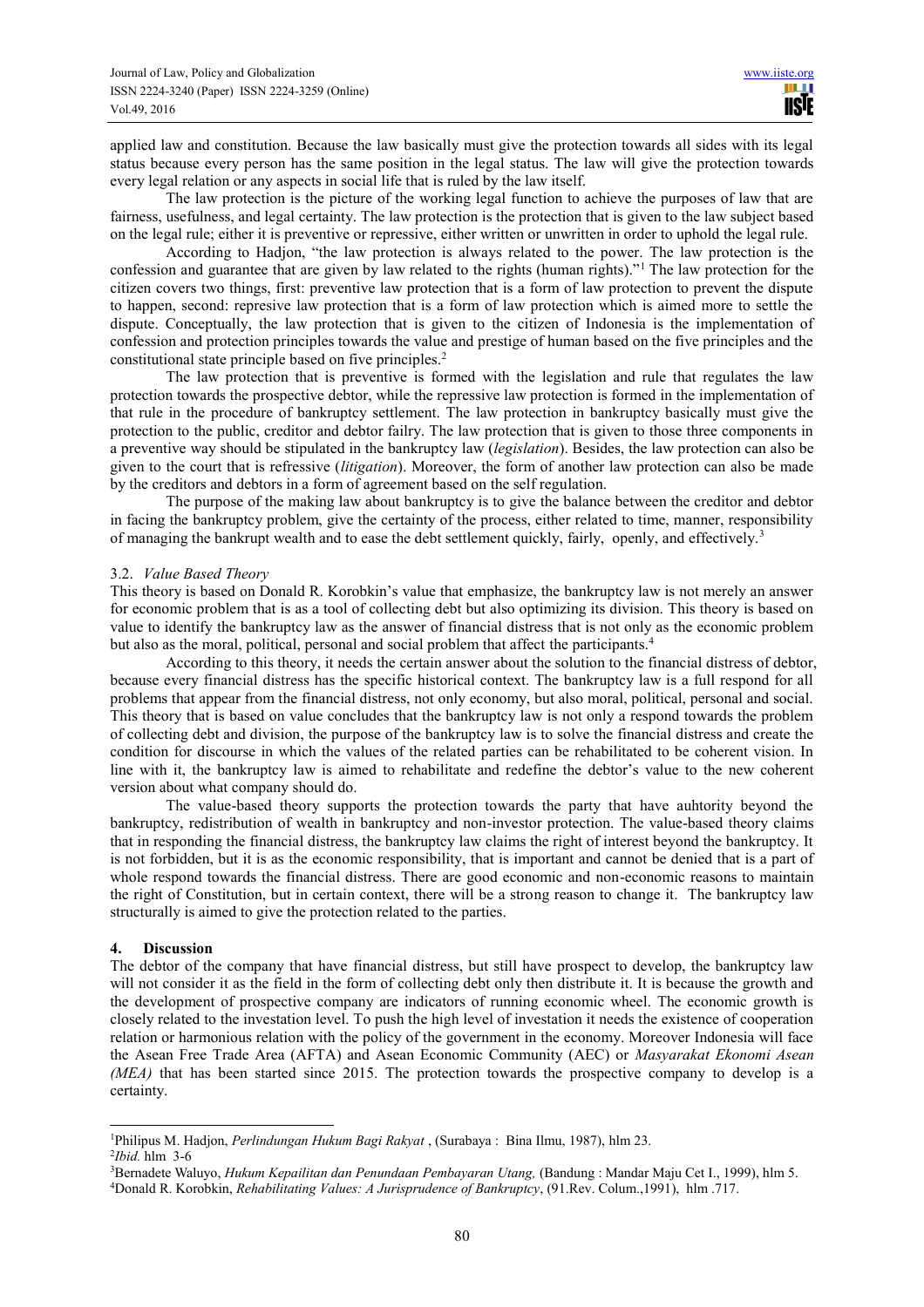applied law and constitution. Because the law basically must give the protection towards all sides with its legal status because every person has the same position in the legal status. The law will give the protection towards every legal relation or any aspects in social life that is ruled by the law itself.

The law protection is the picture of the working legal function to achieve the purposes of law that are fairness, usefulness, and legal certainty. The law protection is the protection that is given to the law subject based on the legal rule; either it is preventive or repressive, either written or unwritten in order to uphold the legal rule.

According to Hadjon, "the law protection is always related to the power. The law protection is the confession and guarantee that are given by law related to the rights (human rights)."[1] The law protection for the citizen covers two things, first: preventive law protection that is a form of law protection to prevent the dispute to happen, second: represive law protection that is a form of law protection which is aimed more to settle the dispute. Conceptually, the law protection that is given to the citizen of Indonesia is the implementation of confession and protection principles towards the value and prestige of human based on the five principles and the constitutional state principle based on five principles.[2]

The law protection that is preventive is formed with the legislation and rule that regulates the law protection towards the prospective debtor, while the repressive law protection is formed in the implementation of that rule in the procedure of bankruptcy settlement. The law protection in bankruptcy basically must give the protection to the public, creditor and debtor failry. The law protection that is given to those three components in a preventive way should be stipulated in the bankruptcy law (*legislation*). Besides, the law protection can also be given to the court that is refressive (*litigation*). Moreover, the form of another law protection can also be made by the creditors and debtors in a form of agreement based on the self regulation.

The purpose of the making law about bankruptcy is to give the balance between the creditor and debtor in facing the bankruptcy problem, give the certainty of the process, either related to time, manner, responsibility of managing the bankrupt wealth and to ease the debt settlement quickly, fairly, openly, and effectively.[3]

### 3.2. *Value Based Theory*

This theory is based on Donald R. Korobkin's value that emphasize, the bankruptcy law is not merely an answer for economic problem that is as a tool of collecting debt but also optimizing its division. This theory is based on value to identify the bankruptcy law as the answer of financial distress that is not only as the economic problem but also as the moral, political, personal and social problem that affect the participants.[4]

According to this theory, it needs the certain answer about the solution to the financial distress of debtor, because every financial distress has the specific historical context. The bankruptcy law is a full respond for all problems that appear from the financial distress, not only economy, but also moral, political, personal and social. This theory that is based on value concludes that the bankruptcy law is not only a respond towards the problem of collecting debt and division, the purpose of the bankruptcy law is to solve the financial distress and create the condition for discourse in which the values of the related parties can be rehabilitated to be coherent vision. In line with it, the bankruptcy law is aimed to rehabilitate and redefine the debtor's value to the new coherent version about what company should do.

The value-based theory supports the protection towards the party that have auhtority beyond the bankruptcy, redistribution of wealth in bankruptcy and non-investor protection. The value-based theory claims that in responding the financial distress, the bankruptcy law claims the right of interest beyond the bankruptcy. It is not forbidden, but it is as the economic responsibility, that is important and cannot be denied that is a part of whole respond towards the financial distress. There are good economic and non-economic reasons to maintain the right of Constitution, but in certain context, there will be a strong reason to change it. The bankruptcy law structurally is aimed to give the protection related to the parties.

## 4. Discussion

The debtor of the company that have financial distress, but still have prospect to develop, the bankruptcy law will not consider it as the field in the form of collecting debt only then distribute it. It is because the growth and the development of prospective company are indicators of running economic wheel. The economic growth is closely related to the investation level. To push the high level of investation it needs the existence of cooperation relation or harmonious relation with the policy of the government in the economy. Moreover Indonesia will face the Asean Free Trade Area (AFTA) and Asean Economic Community (AEC) or *Masyarakat Ekonomi Asean (MEA)* that has been started since 2015. The protection towards the prospective company to develop is a certainty.

---

[1] Philipus M. Hadjon, *Perlindungan Hukum Bagi Rakyat* , (Surabaya : Bina Ilmu, 1987), hlm 23.
[2] *Ibid.* hlm 3-6
[3] Bernadete Waluyo, *Hukum Kepailitan dan Penundaan Pembayaran Utang,* (Bandung : Mandar Maju Cet I., 1999), hlm 5.
[4] Donald R. Korobkin, *Rehabilitating Values: A Jurisprudence of Bankruptcy*, (91.Rev. Colum.,1991), hlm .717.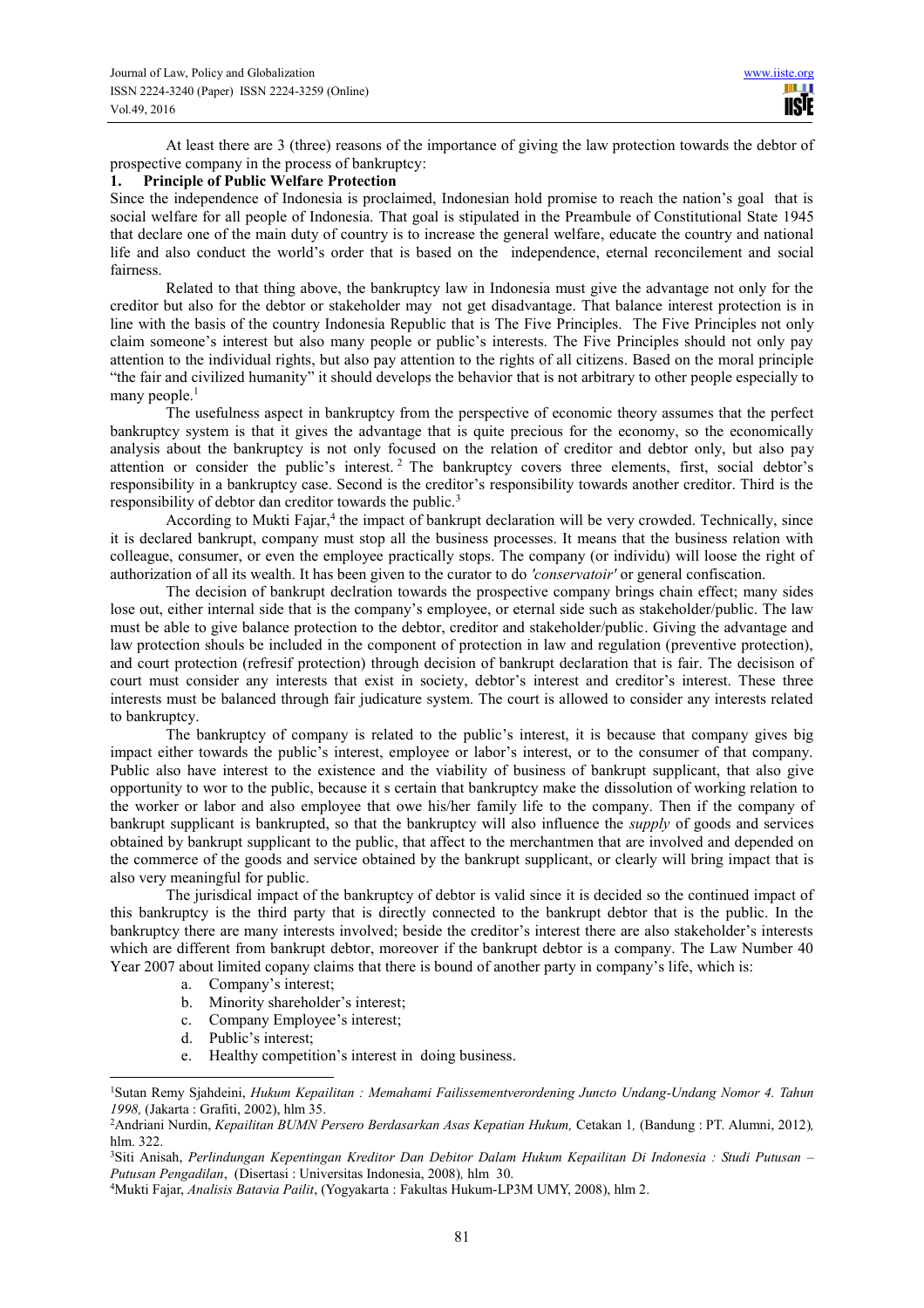At least there are 3 (three) reasons of the importance of giving the law protection towards the debtor of prospective company in the process of bankruptcy:

**1. Principle of Public Welfare Protection**

Since the independence of Indonesia is proclaimed, Indonesian hold promise to reach the nation's goal that is social welfare for all people of Indonesia. That goal is stipulated in the Preambule of Constitutional State 1945 that declare one of the main duty of country is to increase the general welfare, educate the country and national life and also conduct the world's order that is based on the independence, eternal reconcilement and social fairness.

Related to that thing above, the bankruptcy law in Indonesia must give the advantage not only for the creditor but also for the debtor or stakeholder may not get disadvantage. That balance interest protection is in line with the basis of the country Indonesia Republic that is The Five Principles. The Five Principles not only claim someone's interest but also many people or public's interests. The Five Principles should not only pay attention to the individual rights, but also pay attention to the rights of all citizens. Based on the moral principle "the fair and civilized humanity" it should develops the behavior that is not arbitrary to other people especially to many people.[1]

The usefulness aspect in bankruptcy from the perspective of economic theory assumes that the perfect bankruptcy system is that it gives the advantage that is quite precious for the economy, so the economically analysis about the bankruptcy is not only focused on the relation of creditor and debtor only, but also pay attention or consider the public's interest.[2] The bankruptcy covers three elements, first, social debtor's responsibility in a bankruptcy case. Second is the creditor's responsibility towards another creditor. Third is the responsibility of debtor dan creditor towards the public.[3]

According to Mukti Fajar,[4] the impact of bankrupt declaration will be very crowded. Technically, since it is declared bankrupt, company must stop all the business processes. It means that the business relation with colleague, consumer, or even the employee practically stops. The company (or individu) will loose the right of authorization of all its wealth. It has been given to the curator to do *'conservatoir'* or general confiscation.

The decision of bankrupt declration towards the prospective company brings chain effect; many sides lose out, either internal side that is the company's employee, or eternal side such as stakeholder/public. The law must be able to give balance protection to the debtor, creditor and stakeholder/public. Giving the advantage and law protection shouls be included in the component of protection in law and regulation (preventive protection), and court protection (refresif protection) through decision of bankrupt declaration that is fair. The decisison of court must consider any interests that exist in society, debtor's interest and creditor's interest. These three interests must be balanced through fair judicature system. The court is allowed to consider any interests related to bankruptcy.

The bankruptcy of company is related to the public's interest, it is because that company gives big impact either towards the public's interest, employee or labor's interest, or to the consumer of that company. Public also have interest to the existence and the viability of business of bankrupt supplicant, that also give opportunity to wor to the public, because it s certain that bankruptcy make the dissolution of working relation to the worker or labor and also employee that owe his/her family life to the company. Then if the company of bankrupt supplicant is bankrupted, so that the bankruptcy will also influence the *supply* of goods and services obtained by bankrupt supplicant to the public, that affect to the merchantmen that are involved and depended on the commerce of the goods and service obtained by the bankrupt supplicant, or clearly will bring impact that is also very meaningful for public.

The jurisdical impact of the bankruptcy of debtor is valid since it is decided so the continued impact of this bankruptcy is the third party that is directly connected to the bankrupt debtor that is the public. In the bankruptcy there are many interests involved; beside the creditor's interest there are also stakeholder's interests which are different from bankrupt debtor, moreover if the bankrupt debtor is a company. The Law Number 40 Year 2007 about limited copany claims that there is bound of another party in company's life, which is:

a. Company's interest;
b. Minority shareholder's interest;
c. Company Employee's interest;
d. Public's interest;
e. Healthy competition's interest in doing business.

---

[1] Sutan Remy Sjahdeini, *Hukum Kepailitan : Memahami Failissementverordening Juncto Undang-Undang Nomor 4. Tahun 1998,* (Jakarta : Grafiti, 2002), hlm 35.

[2] Andriani Nurdin, *Kepailitan BUMN Persero Berdasarkan Asas Kepatian Hukum,* Cetakan 1*,* (Bandung : PT. Alumni, 2012)*,* hlm. 322.

[3] Siti Anisah, *Perlindungan Kepentingan Kreditor Dan Debitor Dalam Hukum Kepailitan Di Indonesia : Studi Putusan – Putusan Pengadilan*, (Disertasi : Universitas Indonesia, 2008)*,* hlm 30.

[4] Mukti Fajar, *Analisis Batavia Pailit*, (Yogyakarta : Fakultas Hukum-LP3M UMY, 2008), hlm 2.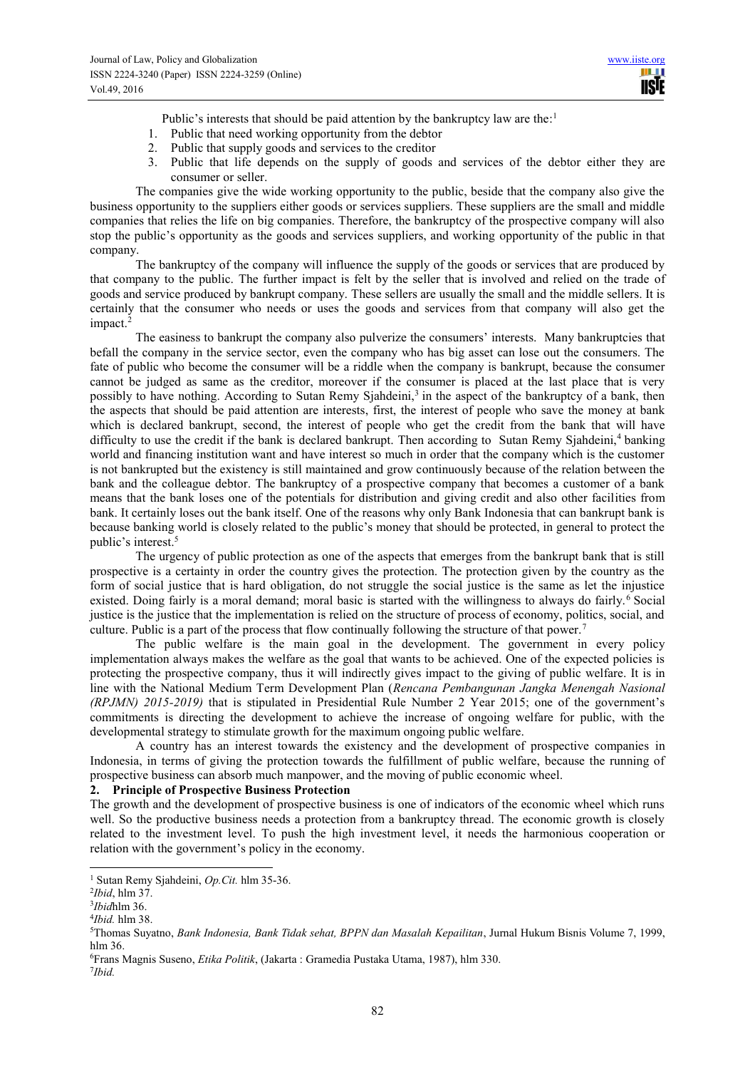Public's interests that should be paid attention by the bankruptcy law are the:[1]

1. Public that need working opportunity from the debtor
2. Public that supply goods and services to the creditor
3. Public that life depends on the supply of goods and services of the debtor either they are consumer or seller.

The companies give the wide working opportunity to the public, beside that the company also give the business opportunity to the suppliers either goods or services suppliers. These suppliers are the small and middle companies that relies the life on big companies. Therefore, the bankruptcy of the prospective company will also stop the public's opportunity as the goods and services suppliers, and working opportunity of the public in that company.

The bankruptcy of the company will influence the supply of the goods or services that are produced by that company to the public. The further impact is felt by the seller that is involved and relied on the trade of goods and service produced by bankrupt company. These sellers are usually the small and the middle sellers. It is certainly that the consumer who needs or uses the goods and services from that company will also get the impact.[2]

The easiness to bankrupt the company also pulverize the consumers' interests. Many bankruptcies that befall the company in the service sector, even the company who has big asset can lose out the consumers. The fate of public who become the consumer will be a riddle when the company is bankrupt, because the consumer cannot be judged as same as the creditor, moreover if the consumer is placed at the last place that is very possibly to have nothing. According to Sutan Remy Sjahdeini,[3] in the aspect of the bankruptcy of a bank, then the aspects that should be paid attention are interests, first, the interest of people who save the money at bank which is declared bankrupt, second, the interest of people who get the credit from the bank that will have difficulty to use the credit if the bank is declared bankrupt. Then according to Sutan Remy Sjahdeini,[4] banking world and financing institution want and have interest so much in order that the company which is the customer is not bankrupted but the existency is still maintained and grow continuously because of the relation between the bank and the colleague debtor. The bankruptcy of a prospective company that becomes a customer of a bank means that the bank loses one of the potentials for distribution and giving credit and also other facilities from bank. It certainly loses out the bank itself. One of the reasons why only Bank Indonesia that can bankrupt bank is because banking world is closely related to the public's money that should be protected, in general to protect the public's interest.[5]

The urgency of public protection as one of the aspects that emerges from the bankrupt bank that is still prospective is a certainty in order the country gives the protection. The protection given by the country as the form of social justice that is hard obligation, do not struggle the social justice is the same as let the injustice existed. Doing fairly is a moral demand; moral basic is started with the willingness to always do fairly.[6] Social justice is the justice that the implementation is relied on the structure of process of economy, politics, social, and culture. Public is a part of the process that flow continually following the structure of that power.[7]

The public welfare is the main goal in the development. The government in every policy implementation always makes the welfare as the goal that wants to be achieved. One of the expected policies is protecting the prospective company, thus it will indirectly gives impact to the giving of public welfare. It is in line with the National Medium Term Development Plan (*Rencana Pembangunan Jangka Menengah Nasional (RPJMN) 2015-2019)* that is stipulated in Presidential Rule Number 2 Year 2015; one of the government's commitments is directing the development to achieve the increase of ongoing welfare for public, with the developmental strategy to stimulate growth for the maximum ongoing public welfare.

A country has an interest towards the existency and the development of prospective companies in Indonesia, in terms of giving the protection towards the fulfillment of public welfare, because the running of prospective business can absorb much manpower, and the moving of public economic wheel.

## 2. Principle of Prospective Business Protection

The growth and the development of prospective business is one of indicators of the economic wheel which runs well. So the productive business needs a protection from a bankruptcy thread. The economic growth is closely related to the investment level. To push the high investment level, it needs the harmonious cooperation or relation with the government's policy in the economy.

---

[1] Sutan Remy Sjahdeini, *Op.Cit.* hlm 35-36.
[2] *Ibid*, hlm 37.
[3] *Ibid*hlm 36.
[4] *Ibid.* hlm 38.
[5] Thomas Suyatno, *Bank Indonesia, Bank Tidak sehat, BPPN dan Masalah Kepailitan*, Jurnal Hukum Bisnis Volume 7, 1999, hlm 36.
[6] Frans Magnis Suseno, *Etika Politik*, (Jakarta : Gramedia Pustaka Utama, 1987), hlm 330.
[7] *Ibid.*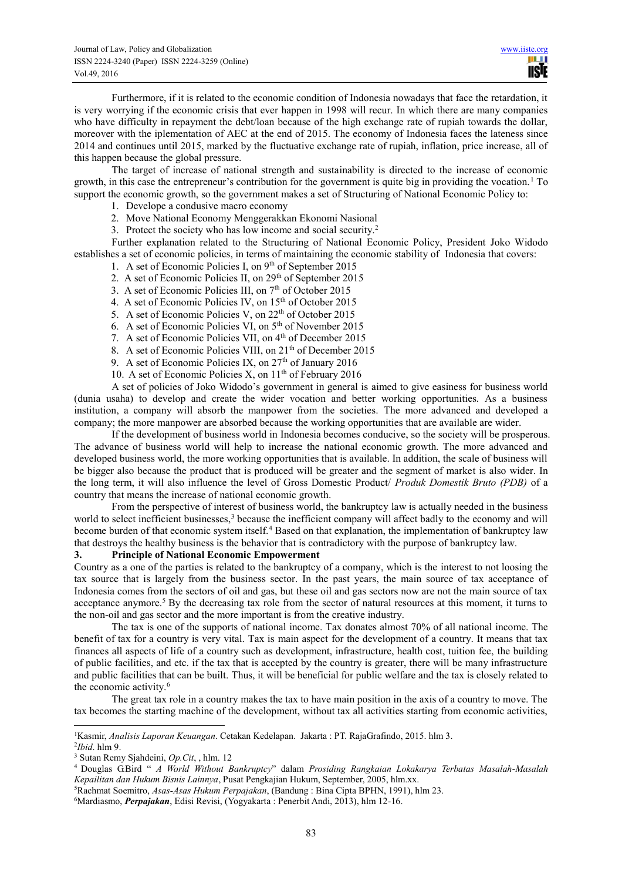Furthermore, if it is related to the economic condition of Indonesia nowadays that face the retardation, it is very worrying if the economic crisis that ever happen in 1998 will recur. In which there are many companies who have difficulty in repayment the debt/loan because of the high exchange rate of rupiah towards the dollar, moreover with the iplementation of AEC at the end of 2015. The economy of Indonesia faces the lateness since 2014 and continues until 2015, marked by the fluctuative exchange rate of rupiah, inflation, price increase, all of this happen because the global pressure.

The target of increase of national strength and sustainability is directed to the increase of economic growth, in this case the entrepreneur's contribution for the government is quite big in providing the vocation.[1] To support the economic growth, so the government makes a set of Structuring of National Economic Policy to:

1. Develope a condusive macro economy
2. Move National Economy Menggerakkan Ekonomi Nasional
3. Protect the society who has low income and social security.[2]

Further explanation related to the Structuring of National Economic Policy, President Joko Widodo establishes a set of economic policies, in terms of maintaining the economic stability of Indonesia that covers:

1. A set of Economic Policies I, on 9th of September 2015
2. A set of Economic Policies II, on 29th of September 2015
3. A set of Economic Policies III, on 7th of October 2015
4. A set of Economic Policies IV, on 15th of October 2015
5. A set of Economic Policies V, on 22th of October 2015
6. A set of Economic Policies VI, on 5th of November 2015
7. A set of Economic Policies VII, on 4th of December 2015
8. A set of Economic Policies VIII, on 21th of December 2015
9. A set of Economic Policies IX, on 27th of January 2016
10. A set of Economic Policies X, on 11th of February 2016

A set of policies of Joko Widodo's government in general is aimed to give easiness for business world (dunia usaha) to develop and create the wider vocation and better working opportunities. As a business institution, a company will absorb the manpower from the societies. The more advanced and developed a company; the more manpower are absorbed because the working opportunities that are available are wider.

If the development of business world in Indonesia becomes conducive, so the society will be prosperous. The advance of business world will help to increase the national economic growth. The more advanced and developed business world, the more working opportunities that is available. In addition, the scale of business will be bigger also because the product that is produced will be greater and the segment of market is also wider. In the long term, it will also influence the level of Gross Domestic Product/ *Produk Domestik Bruto (PDB)* of a country that means the increase of national economic growth.

From the perspective of interest of business world, the bankruptcy law is actually needed in the business world to select inefficient businesses,[3] because the inefficient company will affect badly to the economy and will become burden of that economic system itself.[4] Based on that explanation, the implementation of bankruptcy law that destroys the healthy business is the behavior that is contradictory with the purpose of bankruptcy law.

## 3. Principle of National Economic Empowerment

Country as a one of the parties is related to the bankruptcy of a company, which is the interest to not loosing the tax source that is largely from the business sector. In the past years, the main source of tax acceptance of Indonesia comes from the sectors of oil and gas, but these oil and gas sectors now are not the main source of tax acceptance anymore.[5] By the decreasing tax role from the sector of natural resources at this moment, it turns to the non-oil and gas sector and the more important is from the creative industry.

The tax is one of the supports of national income. Tax donates almost 70% of all national income. The benefit of tax for a country is very vital. Tax is main aspect for the development of a country. It means that tax finances all aspects of life of a country such as development, infrastructure, health cost, tuition fee, the building of public facilities, and etc. if the tax that is accepted by the country is greater, there will be many infrastructure and public facilities that can be built. Thus, it will be beneficial for public welfare and the tax is closely related to the economic activity.[6]

The great tax role in a country makes the tax to have main position in the axis of a country to move. The tax becomes the starting machine of the development, without tax all activities starting from economic activities,

---

[1] Kasmir, *Analisis Laporan Keuangan*. Cetakan Kedelapan. Jakarta : PT. RajaGrafindo, 2015. hlm 3.

[2] *Ibid*. hlm 9.

[3] Sutan Remy Sjahdeini, *Op.Cit*, , hlm. 12

[4] Douglas G.Bird " *A World Without Bankruptcy*" dalam *Prosiding Rangkaian Lokakarya Terbatas Masalah-Masalah Kepailitan dan Hukum Bisnis Lainnya*, Pusat Pengkajian Hukum, September, 2005, hlm.xx.

[5] Rachmat Soemitro, *Asas-Asas Hukum Perpajakan*, (Bandung : Bina Cipta BPHN, 1991), hlm 23.

[6] Mardiasmo, ***Perpajakan***, Edisi Revisi, (Yogyakarta : Penerbit Andi, 2013), hlm 12-16.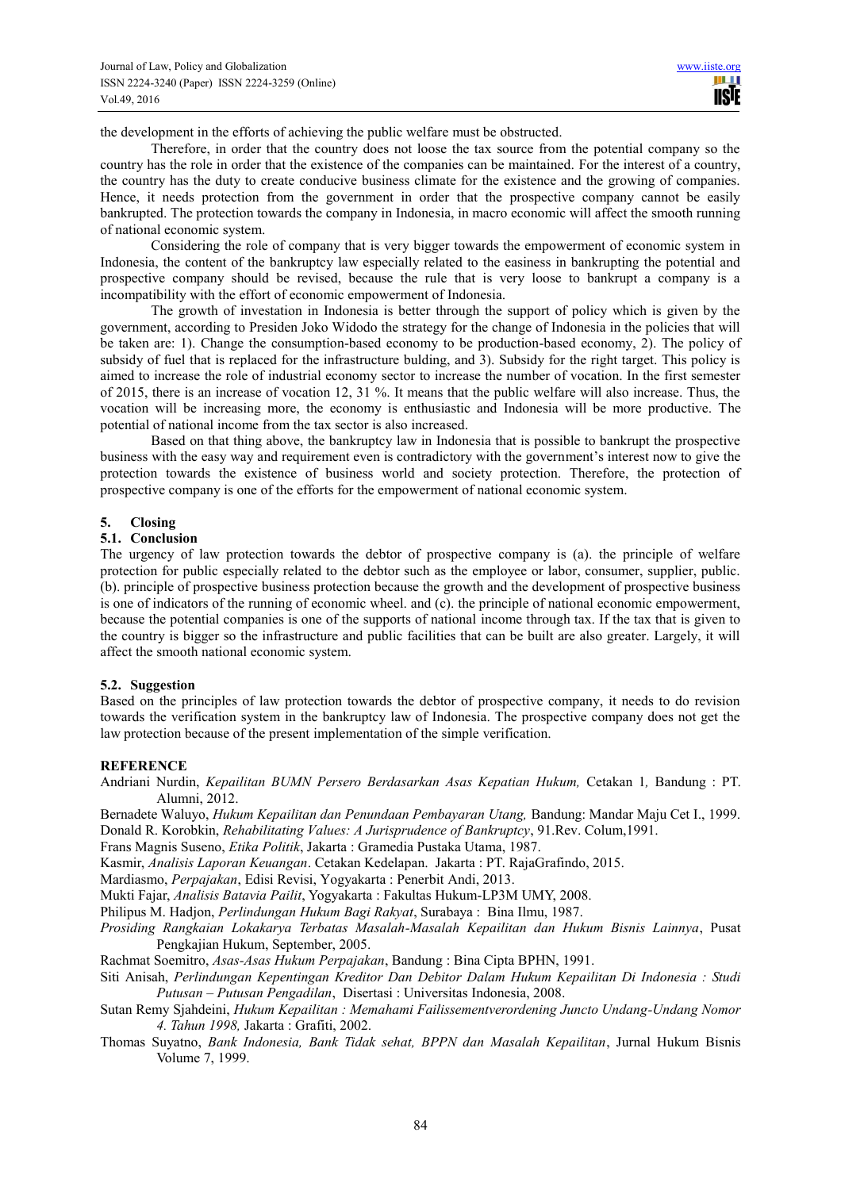the development in the efforts of achieving the public welfare must be obstructed.

Therefore, in order that the country does not loose the tax source from the potential company so the country has the role in order that the existence of the companies can be maintained. For the interest of a country, the country has the duty to create conducive business climate for the existence and the growing of companies. Hence, it needs protection from the government in order that the prospective company cannot be easily bankrupted. The protection towards the company in Indonesia, in macro economic will affect the smooth running of national economic system.

Considering the role of company that is very bigger towards the empowerment of economic system in Indonesia, the content of the bankruptcy law especially related to the easiness in bankrupting the potential and prospective company should be revised, because the rule that is very loose to bankrupt a company is a incompatibility with the effort of economic empowerment of Indonesia.

The growth of investation in Indonesia is better through the support of policy which is given by the government, according to Presiden Joko Widodo the strategy for the change of Indonesia in the policies that will be taken are: 1). Change the consumption-based economy to be production-based economy, 2). The policy of subsidy of fuel that is replaced for the infrastructure bulding, and 3). Subsidy for the right target. This policy is aimed to increase the role of industrial economy sector to increase the number of vocation. In the first semester of 2015, there is an increase of vocation 12, 31 %. It means that the public welfare will also increase. Thus, the vocation will be increasing more, the economy is enthusiastic and Indonesia will be more productive. The potential of national income from the tax sector is also increased.

Based on that thing above, the bankruptcy law in Indonesia that is possible to bankrupt the prospective business with the easy way and requirement even is contradictory with the government's interest now to give the protection towards the existence of business world and society protection. Therefore, the protection of prospective company is one of the efforts for the empowerment of national economic system.

## 5. Closing

### 5.1. Conclusion

The urgency of law protection towards the debtor of prospective company is (a). the principle of welfare protection for public especially related to the debtor such as the employee or labor, consumer, supplier, public. (b). principle of prospective business protection because the growth and the development of prospective business is one of indicators of the running of economic wheel. and (c). the principle of national economic empowerment, because the potential companies is one of the supports of national income through tax. If the tax that is given to the country is bigger so the infrastructure and public facilities that can be built are also greater. Largely, it will affect the smooth national economic system.

### 5.2. Suggestion

Based on the principles of law protection towards the debtor of prospective company, it needs to do revision towards the verification system in the bankruptcy law of Indonesia. The prospective company does not get the law protection because of the present implementation of the simple verification.

## REFERENCE

Andriani Nurdin, *Kepailitan BUMN Persero Berdasarkan Asas Kepatian Hukum,* Cetakan 1*,* Bandung : PT. Alumni, 2012.

Bernadete Waluyo, *Hukum Kepailitan dan Penundaan Pembayaran Utang,* Bandung: Mandar Maju Cet I., 1999.

Donald R. Korobkin, *Rehabilitating Values: A Jurisprudence of Bankruptcy*, 91.Rev. Colum,1991.

Frans Magnis Suseno, *Etika Politik*, Jakarta : Gramedia Pustaka Utama, 1987.

Kasmir, *Analisis Laporan Keuangan*. Cetakan Kedelapan. Jakarta : PT. RajaGrafindo, 2015.

Mardiasmo, *Perpajakan*, Edisi Revisi, Yogyakarta : Penerbit Andi, 2013.

Mukti Fajar, *Analisis Batavia Pailit*, Yogyakarta : Fakultas Hukum-LP3M UMY, 2008.

Philipus M. Hadjon, *Perlindungan Hukum Bagi Rakyat*, Surabaya : Bina Ilmu, 1987.

*Prosiding Rangkaian Lokakarya Terbatas Masalah-Masalah Kepailitan dan Hukum Bisnis Lainnya*, Pusat Pengkajian Hukum, September, 2005.

Rachmat Soemitro, *Asas-Asas Hukum Perpajakan*, Bandung : Bina Cipta BPHN, 1991.

Siti Anisah, *Perlindungan Kepentingan Kreditor Dan Debitor Dalam Hukum Kepailitan Di Indonesia : Studi Putusan – Putusan Pengadilan*, Disertasi : Universitas Indonesia, 2008.

Sutan Remy Sjahdeini, *Hukum Kepailitan : Memahami Failissementverordening Juncto Undang-Undang Nomor 4. Tahun 1998,* Jakarta : Grafiti, 2002.

Thomas Suyatno, *Bank Indonesia, Bank Tidak sehat, BPPN dan Masalah Kepailitan*, Jurnal Hukum Bisnis Volume 7, 1999.